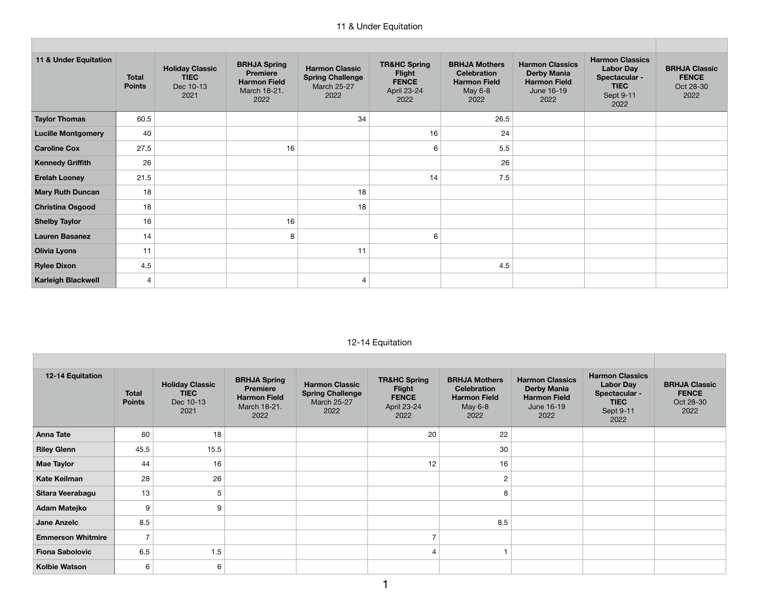## 11 & Under Equitation

| 11 & Under Equitation | Total Points | Holiday Classic **TIEC** Dec 10-13 2021 | BRHJA Spring Premiere Harmon Field March 18-21. 2022 | Harmon Classic Spring Challenge March 25-27 2022 | TR&HC Spring Flight **FENCE** April 23-24 2022 | BRHJA Mothers Celebration Harmon Field May 6-8 2022 | Harmon Classics Derby Mania Harmon Field June 16-19 2022 | Harmon Classics Labor Day Spectacular - **TIEC** Sept 9-11 2022 | BRHJA Classic **FENCE** Oct 28-30 2022 |
|---|---|---|---|---|---|---|---|---|---|
| **Taylor Thomas** | 60.5 | | | 34 | | 26.5 | | | |
| **Lucille Montgomery** | 40 | | | | 16 | 24 | | | |
| **Caroline Cox** | 27.5 | | 16 | | 6 | 5.5 | | | |
| **Kennedy Griffith** | 26 | | | | | 26 | | | |
| **Erelah Looney** | 21.5 | | | | 14 | 7.5 | | | |
| **Mary Ruth Duncan** | 18 | | | 18 | | | | | |
| **Christina Osgood** | 18 | | | 18 | | | | | |
| **Shelby Taylor** | 16 | | 16 | | | | | | |
| **Lauren Basanez** | 14 | | 8 | | 6 | | | | |
| **Olivia Lyons** | 11 | | | 11 | | | | | |
| **Rylee Dixon** | 4.5 | | | | | 4.5 | | | |
| **Karleigh Blackwell** | 4 | | | 4 | | | | | |

## 12-14 Equitation

| 12-14 Equitation | Total Points | Holiday Classic **TIEC** Dec 10-13 2021 | BRHJA Spring Premiere Harmon Field March 18-21. 2022 | Harmon Classic Spring Challenge March 25-27 2022 | TR&HC Spring Flight **FENCE** April 23-24 2022 | BRHJA Mothers Celebration Harmon Field May 6-8 2022 | Harmon Classics Derby Mania Harmon Field June 16-19 2022 | Harmon Classics Labor Day Spectacular - **TIEC** Sept 9-11 2022 | BRHJA Classic **FENCE** Oct 28-30 2022 |
|---|---|---|---|---|---|---|---|---|---|
| **Anna Tate** | 60 | 18 | | | 20 | 22 | | | |
| **Riley Glenn** | 45.5 | 15.5 | | | | 30 | | | |
| **Mae Taylor** | 44 | 16 | | | 12 | 16 | | | |
| **Kate Keilman** | 28 | 26 | | | | 2 | | | |
| **Sitara Veerabagu** | 13 | 5 | | | | 8 | | | |
| **Adam Matejko** | 9 | 9 | | | | | | | |
| **Jane Anzelc** | 8.5 | | | | | 8.5 | | | |
| **Emmerson Whitmire** | 7 | | | | 7 | | | | |
| **Fiona Sabolovic** | 6.5 | 1.5 | | | 4 | 1 | | | |
| **Kolbie Watson** | 6 | 6 | | | | | | | |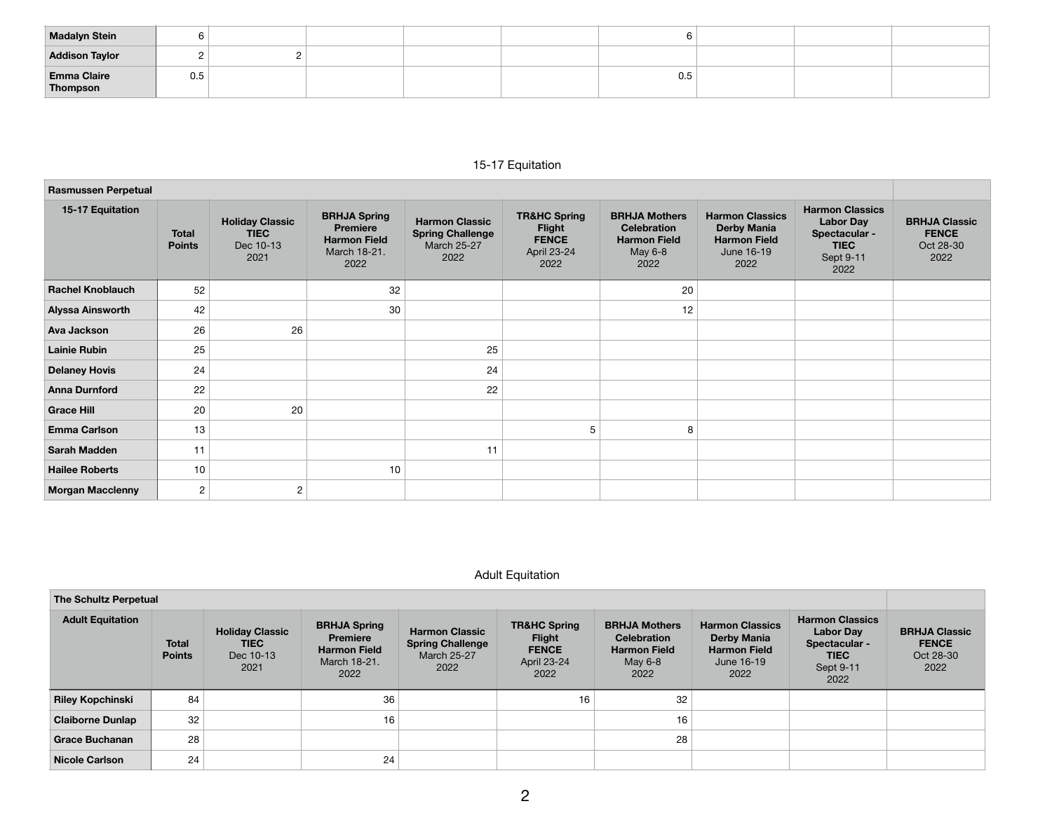| | | | | | | | | | |
|---|---|---|---|---|---|---|---|---|---|
| **Madalyn Stein** | 6 | | | | | 6 | | | |
| **Addison Taylor** | 2 | 2 | | | | | | | |
| **Emma Claire Thompson** | 0.5 | | | | | 0.5 | | | |

## 15-17 Equitation

| **Rasmussen Perpetual** | | | | | | | | | |
|---|---|---|---|---|---|---|---|---|---|
| **15-17 Equitation** | **Total Points** | **Holiday Classic** **TIEC** Dec 10-13 2021 | **BRHJA Spring Premiere** **Harmon Field** March 18-21. 2022 | **Harmon Classic Spring Challenge** March 25-27 2022 | **TR&HC Spring Flight** **FENCE** April 23-24 2022 | **BRHJA Mothers Celebration** **Harmon Field** May 6-8 2022 | **Harmon Classics Derby Mania** **Harmon Field** June 16-19 2022 | **Harmon Classics Labor Day Spectacular -** **TIEC** Sept 9-11 2022 | **BRHJA Classic** **FENCE** Oct 28-30 2022 |
| **Rachel Knoblauch** | 52 | | 32 | | | 20 | | | |
| **Alyssa Ainsworth** | 42 | | 30 | | | 12 | | | |
| **Ava Jackson** | 26 | 26 | | | | | | | |
| **Lainie Rubin** | 25 | | | 25 | | | | | |
| **Delaney Hovis** | 24 | | | 24 | | | | | |
| **Anna Durnford** | 22 | | | 22 | | | | | |
| **Grace Hill** | 20 | 20 | | | | | | | |
| **Emma Carlson** | 13 | | | | 5 | 8 | | | |
| **Sarah Madden** | 11 | | | 11 | | | | | |
| **Hailee Roberts** | 10 | | 10 | | | | | | |
| **Morgan Macclenny** | 2 | 2 | | | | | | | |

## Adult Equitation

| **The Schultz Perpetual** | | | | | | | | | |
|---|---|---|---|---|---|---|---|---|---|
| **Adult Equitation** | **Total Points** | **Holiday Classic** **TIEC** Dec 10-13 2021 | **BRHJA Spring Premiere** **Harmon Field** March 18-21. 2022 | **Harmon Classic Spring Challenge** March 25-27 2022 | **TR&HC Spring Flight** **FENCE** April 23-24 2022 | **BRHJA Mothers Celebration** **Harmon Field** May 6-8 2022 | **Harmon Classics Derby Mania** **Harmon Field** June 16-19 2022 | **Harmon Classics Labor Day Spectacular -** **TIEC** Sept 9-11 2022 | **BRHJA Classic** **FENCE** Oct 28-30 2022 |
| **Riley Kopchinski** | 84 | | 36 | | 16 | 32 | | | |
| **Claiborne Dunlap** | 32 | | 16 | | | 16 | | | |
| **Grace Buchanan** | 28 | | | | | 28 | | | |
| **Nicole Carlson** | 24 | | 24 | | | | | | |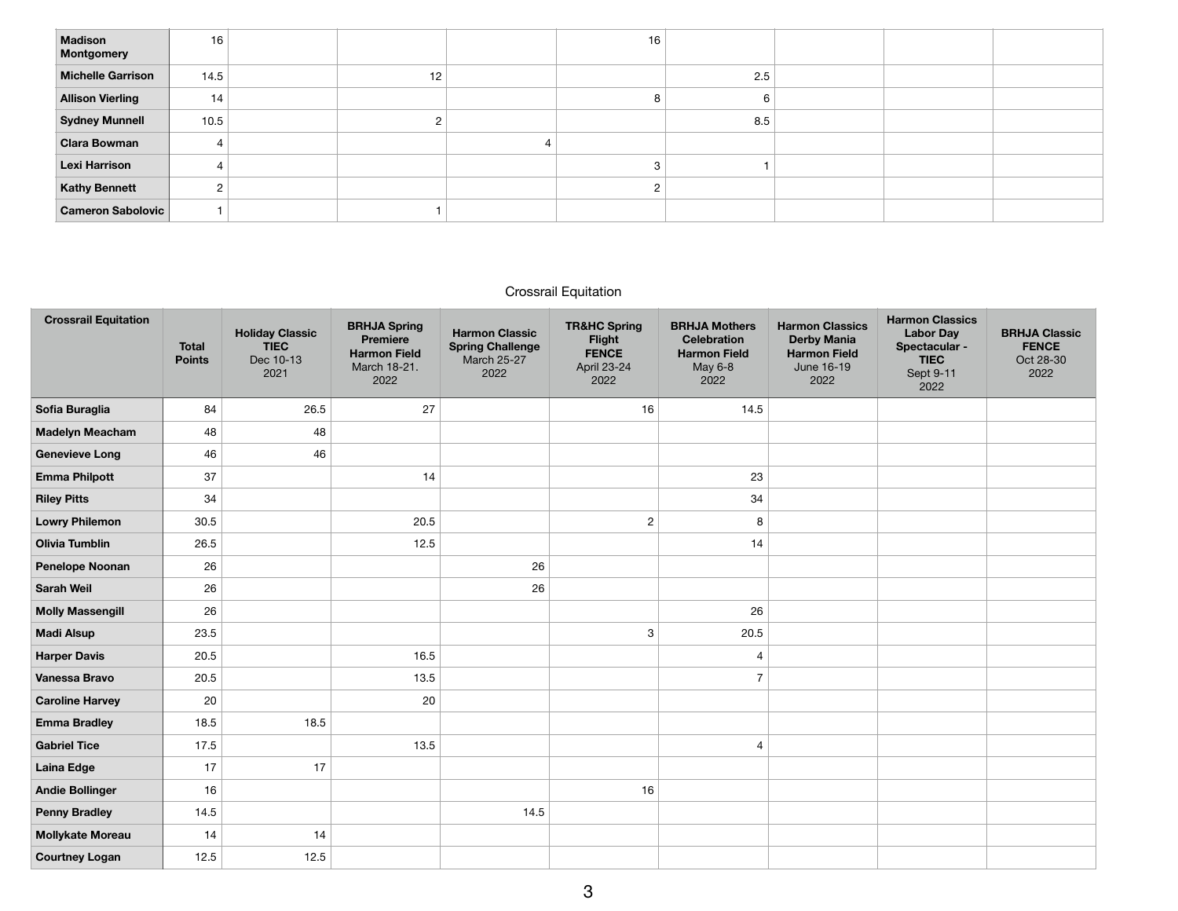| | | | | | | | | | |
|---|---|---|---|---|---|---|---|---|---|
| **Madison Montgomery** | 16 | | | | 16 | | | | |
| **Michelle Garrison** | 14.5 | | 12 | | | 2.5 | | | |
| **Allison Vierling** | 14 | | | | 8 | 6 | | | |
| **Sydney Munnell** | 10.5 | | 2 | | | 8.5 | | | |
| **Clara Bowman** | 4 | | | 4 | | | | | |
| **Lexi Harrison** | 4 | | | | 3 | 1 | | | |
| **Kathy Bennett** | 2 | | | | 2 | | | | |
| **Cameron Sabolovic** | 1 | | 1 | | | | | | |

Crossrail Equitation

| **Crossrail Equitation** | **Total Points** | **Holiday Classic TIEC** Dec 10-13 2021 | **BRHJA Spring Premiere Harmon Field** March 18-21. 2022 | **Harmon Classic Spring Challenge** March 25-27 2022 | **TR&HC Spring Flight FENCE** April 23-24 2022 | **BRHJA Mothers Celebration Harmon Field** May 6-8 2022 | **Harmon Classics Derby Mania Harmon Field** June 16-19 2022 | **Harmon Classics Labor Day Spectacular - TIEC** Sept 9-11 2022 | **BRHJA Classic FENCE** Oct 28-30 2022 |
|---|---|---|---|---|---|---|---|---|---|
| **Sofia Buraglia** | 84 | 26.5 | 27 | | 16 | 14.5 | | | |
| **Madelyn Meacham** | 48 | 48 | | | | | | | |
| **Genevieve Long** | 46 | 46 | | | | | | | |
| **Emma Philpott** | 37 | | 14 | | | 23 | | | |
| **Riley Pitts** | 34 | | | | | 34 | | | |
| **Lowry Philemon** | 30.5 | | 20.5 | | 2 | 8 | | | |
| **Olivia Tumblin** | 26.5 | | 12.5 | | | 14 | | | |
| **Penelope Noonan** | 26 | | | 26 | | | | | |
| **Sarah Weil** | 26 | | | 26 | | | | | |
| **Molly Massengill** | 26 | | | | | 26 | | | |
| **Madi Alsup** | 23.5 | | | | 3 | 20.5 | | | |
| **Harper Davis** | 20.5 | | 16.5 | | | 4 | | | |
| **Vanessa Bravo** | 20.5 | | 13.5 | | | 7 | | | |
| **Caroline Harvey** | 20 | | 20 | | | | | | |
| **Emma Bradley** | 18.5 | 18.5 | | | | | | | |
| **Gabriel Tice** | 17.5 | | 13.5 | | | 4 | | | |
| **Laina Edge** | 17 | 17 | | | | | | | |
| **Andie Bollinger** | 16 | | | | 16 | | | | |
| **Penny Bradley** | 14.5 | | | 14.5 | | | | | |
| **Mollykate Moreau** | 14 | 14 | | | | | | | |
| **Courtney Logan** | 12.5 | 12.5 | | | | | | | |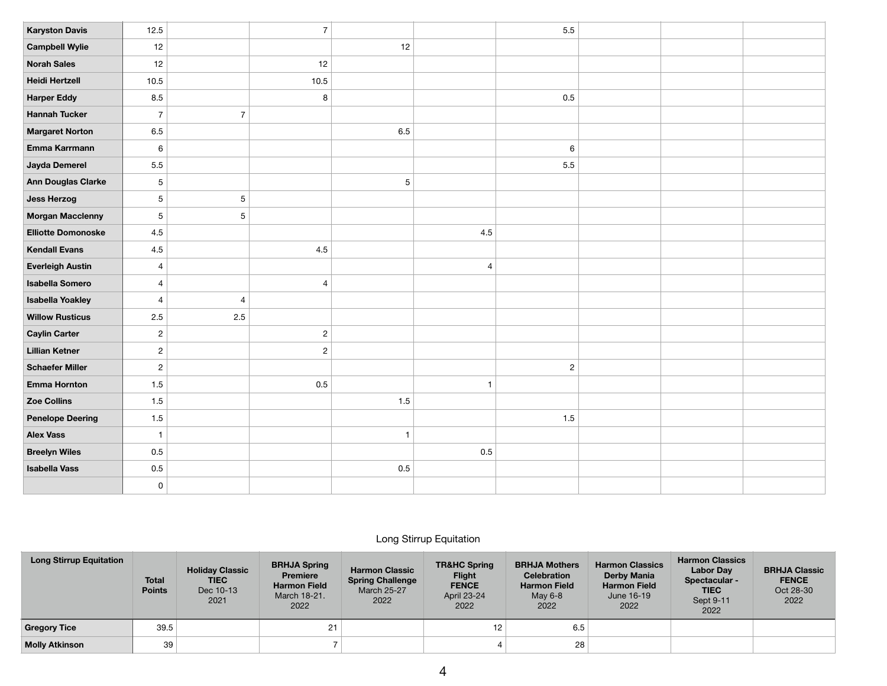| | | | | | | | | | |
|---|---|---|---|---|---|---|---|---|---|
| **Karyston Davis** | 12.5 | | 7 | | | 5.5 | | | |
| **Campbell Wylie** | 12 | | | 12 | | | | | |
| **Norah Sales** | 12 | | 12 | | | | | | |
| **Heidi Hertzell** | 10.5 | | 10.5 | | | | | | |
| **Harper Eddy** | 8.5 | | 8 | | | 0.5 | | | |
| **Hannah Tucker** | 7 | 7 | | | | | | | |
| **Margaret Norton** | 6.5 | | | 6.5 | | | | | |
| **Emma Karrmann** | 6 | | | | | 6 | | | |
| **Jayda Demerel** | 5.5 | | | | | 5.5 | | | |
| **Ann Douglas Clarke** | 5 | | | 5 | | | | | |
| **Jess Herzog** | 5 | 5 | | | | | | | |
| **Morgan Macclenny** | 5 | 5 | | | | | | | |
| **Elliotte Domonoske** | 4.5 | | | | 4.5 | | | | |
| **Kendall Evans** | 4.5 | | 4.5 | | | | | | |
| **Everleigh Austin** | 4 | | | | 4 | | | | |
| **Isabella Somero** | 4 | | 4 | | | | | | |
| **Isabella Yoakley** | 4 | 4 | | | | | | | |
| **Willow Rusticus** | 2.5 | 2.5 | | | | | | | |
| **Caylin Carter** | 2 | | 2 | | | | | | |
| **Lillian Ketner** | 2 | | 2 | | | | | | |
| **Schaefer Miller** | 2 | | | | | 2 | | | |
| **Emma Hornton** | 1.5 | | 0.5 | | 1 | | | | |
| **Zoe Collins** | 1.5 | | | 1.5 | | | | | |
| **Penelope Deering** | 1.5 | | | | | 1.5 | | | |
| **Alex Vass** | 1 | | | 1 | | | | | |
| **Breelyn Wiles** | 0.5 | | | | 0.5 | | | | |
| **Isabella Vass** | 0.5 | | | 0.5 | | | | | |
| | 0 | | | | | | | | |

Long Stirrup Equitation

| **Long Stirrup Equitation** | **Total Points** | **Holiday Classic TIEC** Dec 10-13 2021 | **BRHJA Spring Premiere Harmon Field** March 18-21. 2022 | **Harmon Classic Spring Challenge** March 25-27 2022 | **TR&HC Spring Flight FENCE** April 23-24 2022 | **BRHJA Mothers Celebration Harmon Field** May 6-8 2022 | **Harmon Classics Derby Mania Harmon Field** June 16-19 2022 | **Harmon Classics Labor Day Spectacular - TIEC** Sept 9-11 2022 | **BRHJA Classic FENCE** Oct 28-30 2022 |
|---|---|---|---|---|---|---|---|---|---|
| **Gregory Tice** | 39.5 | | 21 | | 12 | 6.5 | | | |
| **Molly Atkinson** | 39 | | 7 | | 4 | 28 | | | |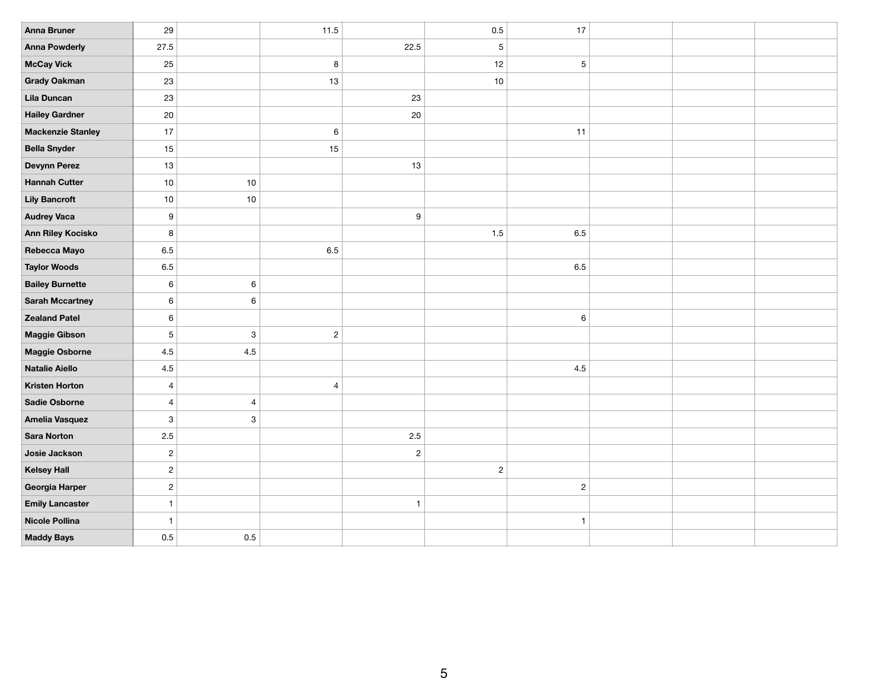| Anna Bruner | 29 | | 11.5 | | 0.5 | 17 | | | |
|---|---|---|---|---|---|---|---|---|---|
| Anna Powderly | 27.5 | | | 22.5 | 5 | | | | |
| McCay Vick | 25 | | 8 | | 12 | 5 | | | |
| Grady Oakman | 23 | | 13 | | 10 | | | | |
| Lila Duncan | 23 | | | 23 | | | | | |
| Hailey Gardner | 20 | | | 20 | | | | | |
| Mackenzie Stanley | 17 | | 6 | | | 11 | | | |
| Bella Snyder | 15 | | 15 | | | | | | |
| Devynn Perez | 13 | | | 13 | | | | | |
| Hannah Cutter | 10 | 10 | | | | | | | |
| Lily Bancroft | 10 | 10 | | | | | | | |
| Audrey Vaca | 9 | | | 9 | | | | | |
| Ann Riley Kocisko | 8 | | | | 1.5 | 6.5 | | | |
| Rebecca Mayo | 6.5 | | 6.5 | | | | | | |
| Taylor Woods | 6.5 | | | | | 6.5 | | | |
| Bailey Burnette | 6 | 6 | | | | | | | |
| Sarah Mccartney | 6 | 6 | | | | | | | |
| Zealand Patel | 6 | | | | | 6 | | | |
| Maggie Gibson | 5 | 3 | 2 | | | | | | |
| Maggie Osborne | 4.5 | 4.5 | | | | | | | |
| Natalie Aiello | 4.5 | | | | | 4.5 | | | |
| Kristen Horton | 4 | | 4 | | | | | | |
| Sadie Osborne | 4 | 4 | | | | | | | |
| Amelia Vasquez | 3 | 3 | | | | | | | |
| Sara Norton | 2.5 | | | 2.5 | | | | | |
| Josie Jackson | 2 | | | 2 | | | | | |
| Kelsey Hall | 2 | | | | 2 | | | | |
| Georgia Harper | 2 | | | | | 2 | | | |
| Emily Lancaster | 1 | | | 1 | | | | | |
| Nicole Pollina | 1 | | | | | 1 | | | |
| Maddy Bays | 0.5 | 0.5 | | | | | | | |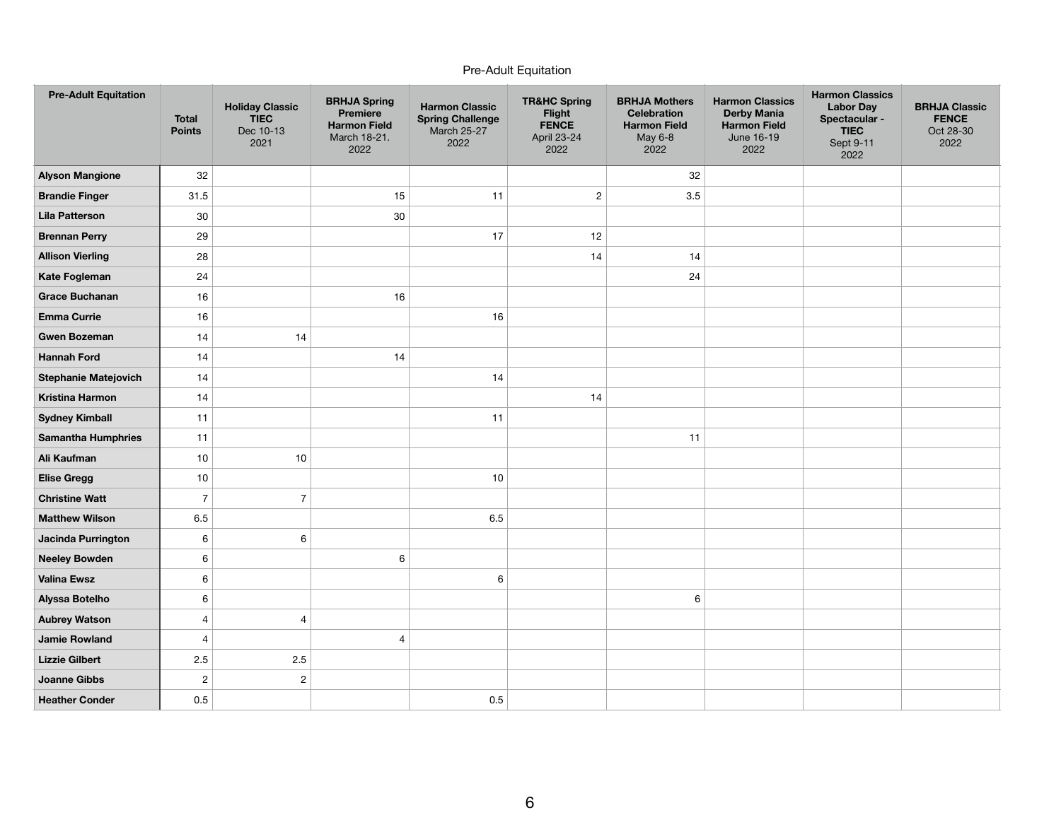Pre-Adult Equitation

| Pre-Adult Equitation | Total Points | Holiday Classic TIEC Dec 10-13 2021 | BRHJA Spring Premiere Harmon Field March 18-21. 2022 | Harmon Classic Spring Challenge March 25-27 2022 | TR&HC Spring Flight FENCE April 23-24 2022 | BRHJA Mothers Celebration Harmon Field May 6-8 2022 | Harmon Classics Derby Mania Harmon Field June 16-19 2022 | Harmon Classics Labor Day Spectacular - TIEC Sept 9-11 2022 | BRHJA Classic FENCE Oct 28-30 2022 |
|---|---|---|---|---|---|---|---|---|---|
| Alyson Mangione | 32 | | | | | 32 | | | |
| Brandie Finger | 31.5 | | 15 | 11 | 2 | 3.5 | | | |
| Lila Patterson | 30 | | 30 | | | | | | |
| Brennan Perry | 29 | | | 17 | 12 | | | | |
| Allison Vierling | 28 | | | | 14 | 14 | | | |
| Kate Fogleman | 24 | | | | | 24 | | | |
| Grace Buchanan | 16 | | 16 | | | | | | |
| Emma Currie | 16 | | | 16 | | | | | |
| Gwen Bozeman | 14 | 14 | | | | | | | |
| Hannah Ford | 14 | | 14 | | | | | | |
| Stephanie Matejovich | 14 | | | 14 | | | | | |
| Kristina Harmon | 14 | | | | 14 | | | | |
| Sydney Kimball | 11 | | | 11 | | | | | |
| Samantha Humphries | 11 | | | | | 11 | | | |
| Ali Kaufman | 10 | 10 | | | | | | | |
| Elise Gregg | 10 | | | 10 | | | | | |
| Christine Watt | 7 | 7 | | | | | | | |
| Matthew Wilson | 6.5 | | | 6.5 | | | | | |
| Jacinda Purrington | 6 | 6 | | | | | | | |
| Neeley Bowden | 6 | | 6 | | | | | | |
| Valina Ewsz | 6 | | | 6 | | | | | |
| Alyssa Botelho | 6 | | | | | 6 | | | |
| Aubrey Watson | 4 | 4 | | | | | | | |
| Jamie Rowland | 4 | | 4 | | | | | | |
| Lizzie Gilbert | 2.5 | 2.5 | | | | | | | |
| Joanne Gibbs | 2 | 2 | | | | | | | |
| Heather Conder | 0.5 | | | 0.5 | | | | | |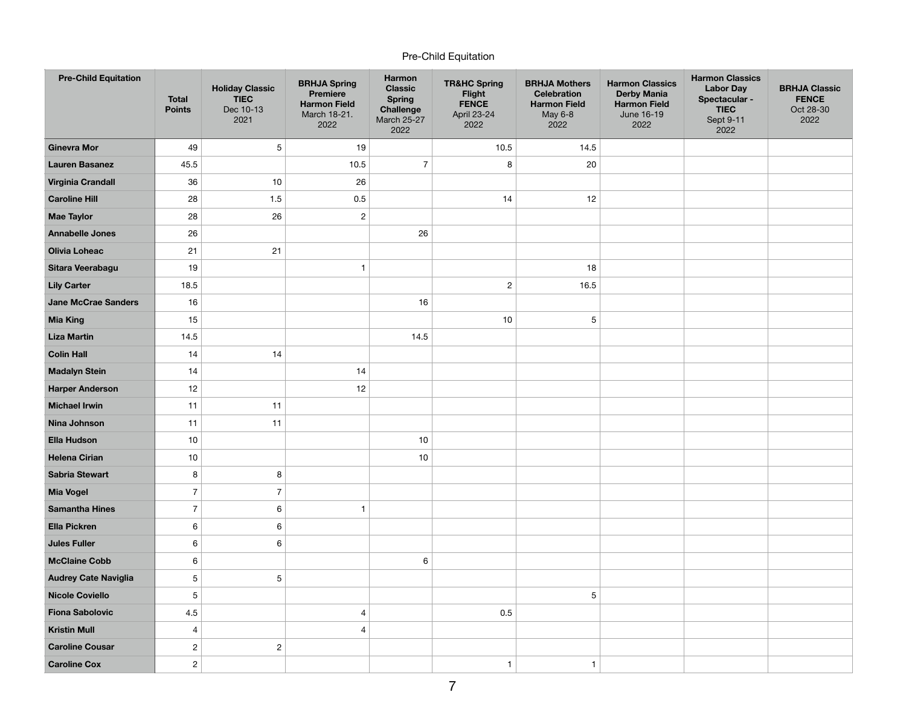Pre-Child Equitation

| Pre-Child Equitation | Total Points | Holiday Classic TIEC Dec 10-13 2021 | BRHJA Spring Premiere Harmon Field March 18-21. 2022 | Harmon Classic Spring Challenge March 25-27 2022 | TR&HC Spring Flight FENCE April 23-24 2022 | BRHJA Mothers Celebration Harmon Field May 6-8 2022 | Harmon Classics Derby Mania Harmon Field June 16-19 2022 | Harmon Classics Labor Day Spectacular - TIEC Sept 9-11 2022 | BRHJA Classic FENCE Oct 28-30 2022 |
|---|---|---|---|---|---|---|---|---|---|
| Ginevra Mor | 49 | 5 | 19 | | 10.5 | 14.5 | | | |
| Lauren Basanez | 45.5 | | 10.5 | 7 | 8 | 20 | | | |
| Virginia Crandall | 36 | 10 | 26 | | | | | | |
| Caroline Hill | 28 | 1.5 | 0.5 | | 14 | 12 | | | |
| Mae Taylor | 28 | 26 | 2 | | | | | | |
| Annabelle Jones | 26 | | | 26 | | | | | |
| Olivia Loheac | 21 | 21 | | | | | | | |
| Sitara Veerabagu | 19 | | 1 | | | 18 | | | |
| Lily Carter | 18.5 | | | | 2 | 16.5 | | | |
| Jane McCrae Sanders | 16 | | | 16 | | | | | |
| Mia King | 15 | | | | 10 | 5 | | | |
| Liza Martin | 14.5 | | | 14.5 | | | | | |
| Colin Hall | 14 | 14 | | | | | | | |
| Madalyn Stein | 14 | | 14 | | | | | | |
| Harper Anderson | 12 | | 12 | | | | | | |
| Michael Irwin | 11 | 11 | | | | | | | |
| Nina Johnson | 11 | 11 | | | | | | | |
| Ella Hudson | 10 | | | 10 | | | | | |
| Helena Cirian | 10 | | | 10 | | | | | |
| Sabria Stewart | 8 | 8 | | | | | | | |
| Mia Vogel | 7 | 7 | | | | | | | |
| Samantha Hines | 7 | 6 | 1 | | | | | | |
| Ella Pickren | 6 | 6 | | | | | | | |
| Jules Fuller | 6 | 6 | | | | | | | |
| McClaine Cobb | 6 | | | 6 | | | | | |
| Audrey Cate Naviglia | 5 | 5 | | | | | | | |
| Nicole Coviello | 5 | | | | | 5 | | | |
| Fiona Sabolovic | 4.5 | | 4 | | 0.5 | | | | |
| Kristin Mull | 4 | | 4 | | | | | | |
| Caroline Cousar | 2 | 2 | | | | | | | |
| Caroline Cox | 2 | | | | 1 | 1 | | | |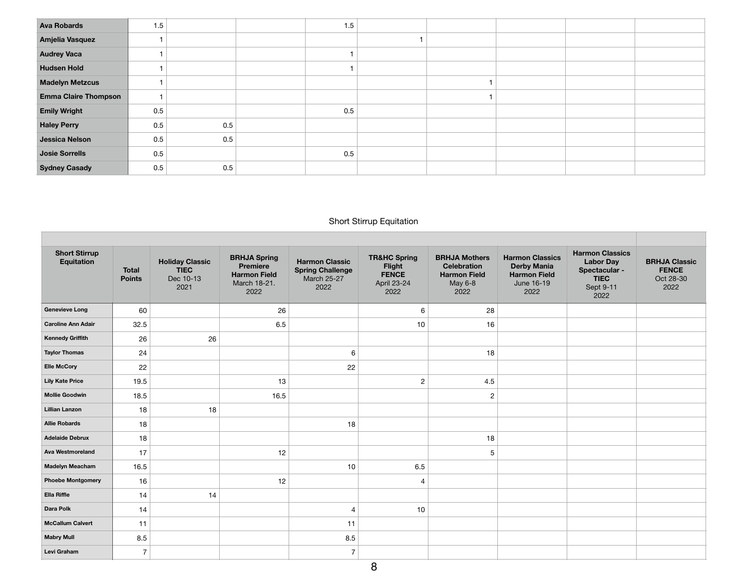| | | | | | | | | | |
|---|---|---|---|---|---|---|---|---|---|
| **Ava Robards** | 1.5 | | | 1.5 | | | | | |
| **Amjelia Vasquez** | 1 | | | | 1 | | | | |
| **Audrey Vaca** | 1 | | | 1 | | | | | |
| **Hudsen Hold** | 1 | | | 1 | | | | | |
| **Madelyn Metzcus** | 1 | | | | | 1 | | | |
| **Emma Claire Thompson** | 1 | | | | | 1 | | | |
| **Emily Wright** | 0.5 | | | 0.5 | | | | | |
| **Haley Perry** | 0.5 | 0.5 | | | | | | | |
| **Jessica Nelson** | 0.5 | 0.5 | | | | | | | |
| **Josie Sorrells** | 0.5 | | | 0.5 | | | | | |
| **Sydney Casady** | 0.5 | 0.5 | | | | | | | |

## Short Stirrup Equitation

| **Short Stirrup Equitation** | **Total Points** | **Holiday Classic TIEC** Dec 10-13 2021 | **BRHJA Spring Premiere Harmon Field** March 18-21. 2022 | **Harmon Classic Spring Challenge** March 25-27 2022 | **TR&HC Spring Flight FENCE** April 23-24 2022 | **BRHJA Mothers Celebration Harmon Field** May 6-8 2022 | **Harmon Classics Derby Mania Harmon Field** June 16-19 2022 | **Harmon Classics Labor Day Spectacular - TIEC** Sept 9-11 2022 | **BRHJA Classic FENCE** Oct 28-30 2022 |
|---|---|---|---|---|---|---|---|---|---|
| **Genevieve Long** | 60 | | 26 | | 6 | 28 | | | |
| **Caroline Ann Adair** | 32.5 | | 6.5 | | 10 | 16 | | | |
| **Kennedy Griffith** | 26 | 26 | | | | | | | |
| **Taylor Thomas** | 24 | | | 6 | | 18 | | | |
| **Elle McCory** | 22 | | | 22 | | | | | |
| **Lily Kate Price** | 19.5 | | 13 | | 2 | 4.5 | | | |
| **Mollie Goodwin** | 18.5 | | 16.5 | | | 2 | | | |
| **Lillian Lanzon** | 18 | 18 | | | | | | | |
| **Allie Robards** | 18 | | | 18 | | | | | |
| **Adelaide Debrux** | 18 | | | | | 18 | | | |
| **Ava Westmoreland** | 17 | | 12 | | | 5 | | | |
| **Madelyn Meacham** | 16.5 | | | 10 | 6.5 | | | | |
| **Phoebe Montgomery** | 16 | | 12 | | 4 | | | | |
| **Ella Riffle** | 14 | 14 | | | | | | | |
| **Dara Polk** | 14 | | | 4 | 10 | | | | |
| **McCallum Calvert** | 11 | | | 11 | | | | | |
| **Mabry Mull** | 8.5 | | | 8.5 | | | | | |
| **Levi Graham** | 7 | | | 7 | | | | | |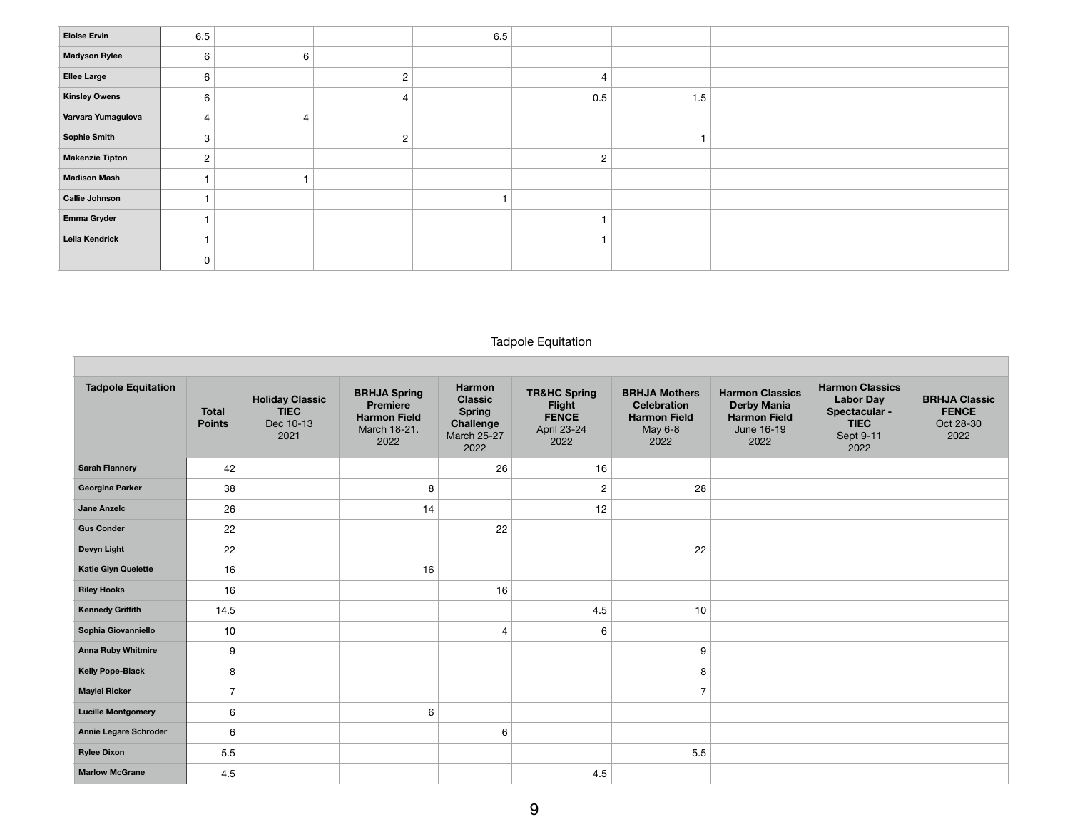| | | | | | | | | | |
|---|---|---|---|---|---|---|---|---|---|
| **Eloise Ervin** | 6.5 | | | 6.5 | | | | | |
| **Madyson Rylee** | 6 | 6 | | | | | | | |
| **Ellee Large** | 6 | | 2 | | 4 | | | | |
| **Kinsley Owens** | 6 | | 4 | | 0.5 | 1.5 | | | |
| **Varvara Yumagulova** | 4 | 4 | | | | | | | |
| **Sophie Smith** | 3 | | 2 | | | 1 | | | |
| **Makenzie Tipton** | 2 | | | | 2 | | | | |
| **Madison Mash** | 1 | 1 | | | | | | | |
| **Callie Johnson** | 1 | | | 1 | | | | | |
| **Emma Gryder** | 1 | | | | 1 | | | | |
| **Leila Kendrick** | 1 | | | | 1 | | | | |
| | 0 | | | | | | | | |

## Tadpole Equitation

| **Tadpole Equitation** | **Total Points** | **Holiday Classic TIEC** Dec 10-13 2021 | **BRHJA Spring Premiere Harmon Field** March 18-21. 2022 | **Harmon Classic Spring Challenge** March 25-27 2022 | **TR&HC Spring Flight FENCE** April 23-24 2022 | **BRHJA Mothers Celebration Harmon Field** May 6-8 2022 | **Harmon Classics Derby Mania Harmon Field** June 16-19 2022 | **Harmon Classics Labor Day Spectacular - TIEC** Sept 9-11 2022 | **BRHJA Classic FENCE** Oct 28-30 2022 |
|---|---|---|---|---|---|---|---|---|---|
| **Sarah Flannery** | 42 | | | 26 | 16 | | | | |
| **Georgina Parker** | 38 | | 8 | | 2 | 28 | | | |
| **Jane Anzelc** | 26 | | 14 | | 12 | | | | |
| **Gus Conder** | 22 | | | 22 | | | | | |
| **Devyn Light** | 22 | | | | | 22 | | | |
| **Katie Glyn Quelette** | 16 | | 16 | | | | | | |
| **Riley Hooks** | 16 | | | 16 | | | | | |
| **Kennedy Griffith** | 14.5 | | | | 4.5 | 10 | | | |
| **Sophia Giovanniello** | 10 | | | 4 | 6 | | | | |
| **Anna Ruby Whitmire** | 9 | | | | | 9 | | | |
| **Kelly Pope-Black** | 8 | | | | | 8 | | | |
| **Maylei Ricker** | 7 | | | | | 7 | | | |
| **Lucille Montgomery** | 6 | | 6 | | | | | | |
| **Annie Legare Schroder** | 6 | | | 6 | | | | | |
| **Rylee Dixon** | 5.5 | | | | | 5.5 | | | |
| **Marlow McGrane** | 4.5 | | | | 4.5 | | | | |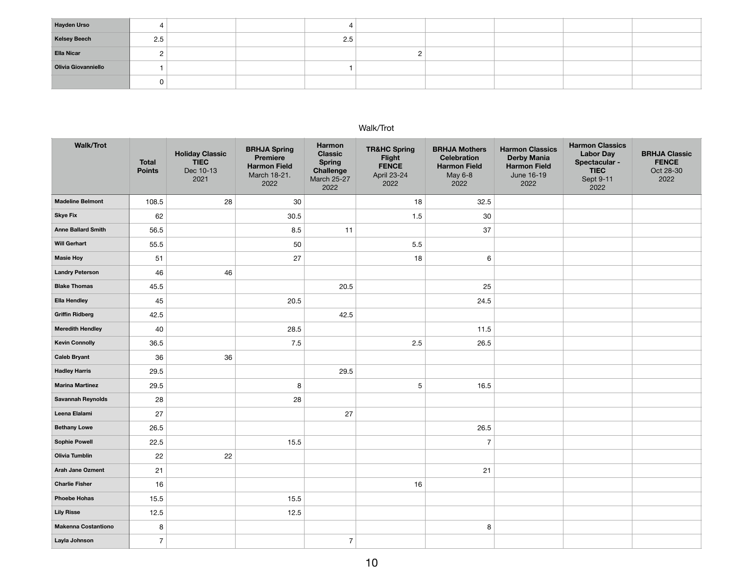| | | | | | | | | | |
|---|---|---|---|---|---|---|---|---|---|
| **Hayden Urso** | 4 | | | 4 | | | | | |
| **Kelsey Beech** | 2.5 | | | 2.5 | | | | | |
| **Ella Nicar** | 2 | | | | 2 | | | | |
| **Olivia Giovanniello** | 1 | | | 1 | | | | | |
| | 0 | | | | | | | | |

## Walk/Trot

| **Walk/Trot** | **Total Points** | **Holiday Classic TIEC** Dec 10-13 2021 | **BRHJA Spring Premiere Harmon Field** March 18-21. 2022 | **Harmon Classic Spring Challenge** March 25-27 2022 | **TR&HC Spring Flight FENCE** April 23-24 2022 | **BRHJA Mothers Celebration Harmon Field** May 6-8 2022 | **Harmon Classics Derby Mania Harmon Field** June 16-19 2022 | **Harmon Classics Labor Day Spectacular - TIEC** Sept 9-11 2022 | **BRHJA Classic FENCE** Oct 28-30 2022 |
|---|---|---|---|---|---|---|---|---|---|
| **Madeline Belmont** | 108.5 | 28 | 30 | | 18 | 32.5 | | | |
| **Skye Fix** | 62 | | 30.5 | | 1.5 | 30 | | | |
| **Anne Ballard Smith** | 56.5 | | 8.5 | 11 | | 37 | | | |
| **Will Gerhart** | 55.5 | | 50 | | 5.5 | | | | |
| **Masie Hoy** | 51 | | 27 | | 18 | 6 | | | |
| **Landry Peterson** | 46 | 46 | | | | | | | |
| **Blake Thomas** | 45.5 | | | 20.5 | | 25 | | | |
| **Ella Hendley** | 45 | | 20.5 | | | 24.5 | | | |
| **Griffin Ridberg** | 42.5 | | | 42.5 | | | | | |
| **Meredith Hendley** | 40 | | 28.5 | | | 11.5 | | | |
| **Kevin Connolly** | 36.5 | | 7.5 | | 2.5 | 26.5 | | | |
| **Caleb Bryant** | 36 | 36 | | | | | | | |
| **Hadley Harris** | 29.5 | | | 29.5 | | | | | |
| **Marina Martinez** | 29.5 | | 8 | | 5 | 16.5 | | | |
| **Savannah Reynolds** | 28 | | 28 | | | | | | |
| **Leena Elalami** | 27 | | | 27 | | | | | |
| **Bethany Lowe** | 26.5 | | | | | 26.5 | | | |
| **Sophie Powell** | 22.5 | | 15.5 | | | 7 | | | |
| **Olivia Tumblin** | 22 | 22 | | | | | | | |
| **Arah Jane Ozment** | 21 | | | | | 21 | | | |
| **Charlie Fisher** | 16 | | | | 16 | | | | |
| **Phoebe Hohas** | 15.5 | | 15.5 | | | | | | |
| **Lily Risse** | 12.5 | | 12.5 | | | | | | |
| **Makenna Costantiono** | 8 | | | | | 8 | | | |
| **Layla Johnson** | 7 | | | 7 | | | | | |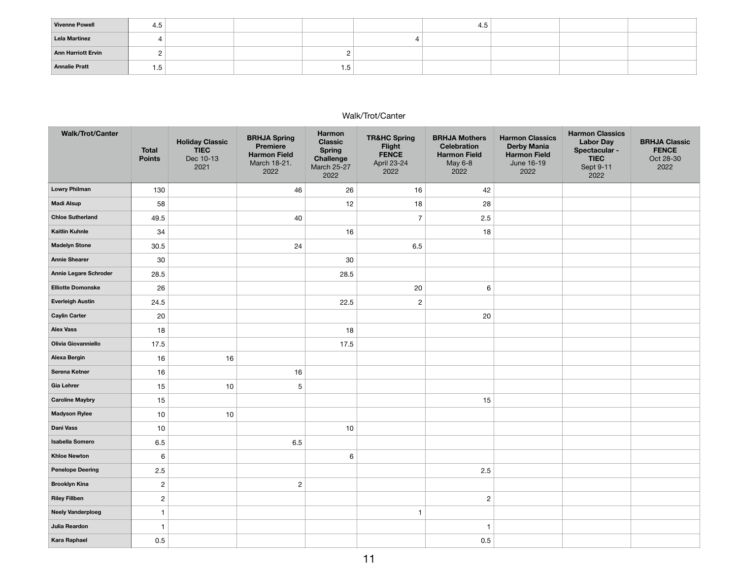| | | | | | | | | | |
|---|---|---|---|---|---|---|---|---|---|
| **Vivenne Powell** | 4.5 | | | | | 4.5 | | | |
| **Lela Martinez** | 4 | | | | 4 | | | | |
| **Ann Harriott Ervin** | 2 | | | 2 | | | | | |
| **Annalie Pratt** | 1.5 | | | 1.5 | | | | | |

## Walk/Trot/Canter

| Walk/Trot/Canter | Total Points | **Holiday Classic TIEC** Dec 10-13 2021 | **BRHJA Spring Premiere Harmon Field** March 18-21. 2022 | **Harmon Classic Spring Challenge** March 25-27 2022 | **TR&HC Spring Flight FENCE** April 23-24 2022 | **BRHJA Mothers Celebration Harmon Field** May 6-8 2022 | **Harmon Classics Derby Mania Harmon Field** June 16-19 2022 | **Harmon Classics Labor Day Spectacular - TIEC** Sept 9-11 2022 | **BRHJA Classic FENCE** Oct 28-30 2022 |
|---|---|---|---|---|---|---|---|---|---|
| **Lowry Philman** | 130 | | 46 | 26 | 16 | 42 | | | |
| **Madi Alsup** | 58 | | | 12 | 18 | 28 | | | |
| **Chloe Sutherland** | 49.5 | | 40 | | 7 | 2.5 | | | |
| **Kaitlin Kuhnle** | 34 | | | 16 | | 18 | | | |
| **Madelyn Stone** | 30.5 | | 24 | | 6.5 | | | | |
| **Annie Shearer** | 30 | | | 30 | | | | | |
| **Annie Legare Schroder** | 28.5 | | | 28.5 | | | | | |
| **Elliotte Domonske** | 26 | | | | 20 | 6 | | | |
| **Everleigh Austin** | 24.5 | | | 22.5 | 2 | | | | |
| **Caylin Carter** | 20 | | | | | 20 | | | |
| **Alex Vass** | 18 | | | 18 | | | | | |
| **Olivia Giovanniello** | 17.5 | | | 17.5 | | | | | |
| **Alexa Bergin** | 16 | 16 | | | | | | | |
| **Serena Ketner** | 16 | | 16 | | | | | | |
| **Gia Lehrer** | 15 | 10 | 5 | | | | | | |
| **Caroline Maybry** | 15 | | | | | 15 | | | |
| **Madyson Rylee** | 10 | 10 | | | | | | | |
| **Dani Vass** | 10 | | | 10 | | | | | |
| **Isabella Somero** | 6.5 | | 6.5 | | | | | | |
| **Khloe Newton** | 6 | | | 6 | | | | | |
| **Penelope Deering** | 2.5 | | | | | 2.5 | | | |
| **Brooklyn Kina** | 2 | | 2 | | | | | | |
| **Riley Fillben** | 2 | | | | | 2 | | | |
| **Neely Vanderploeg** | 1 | | | | 1 | | | | |
| **Julia Reardon** | 1 | | | | | 1 | | | |
| **Kara Raphael** | 0.5 | | | | | 0.5 | | | |